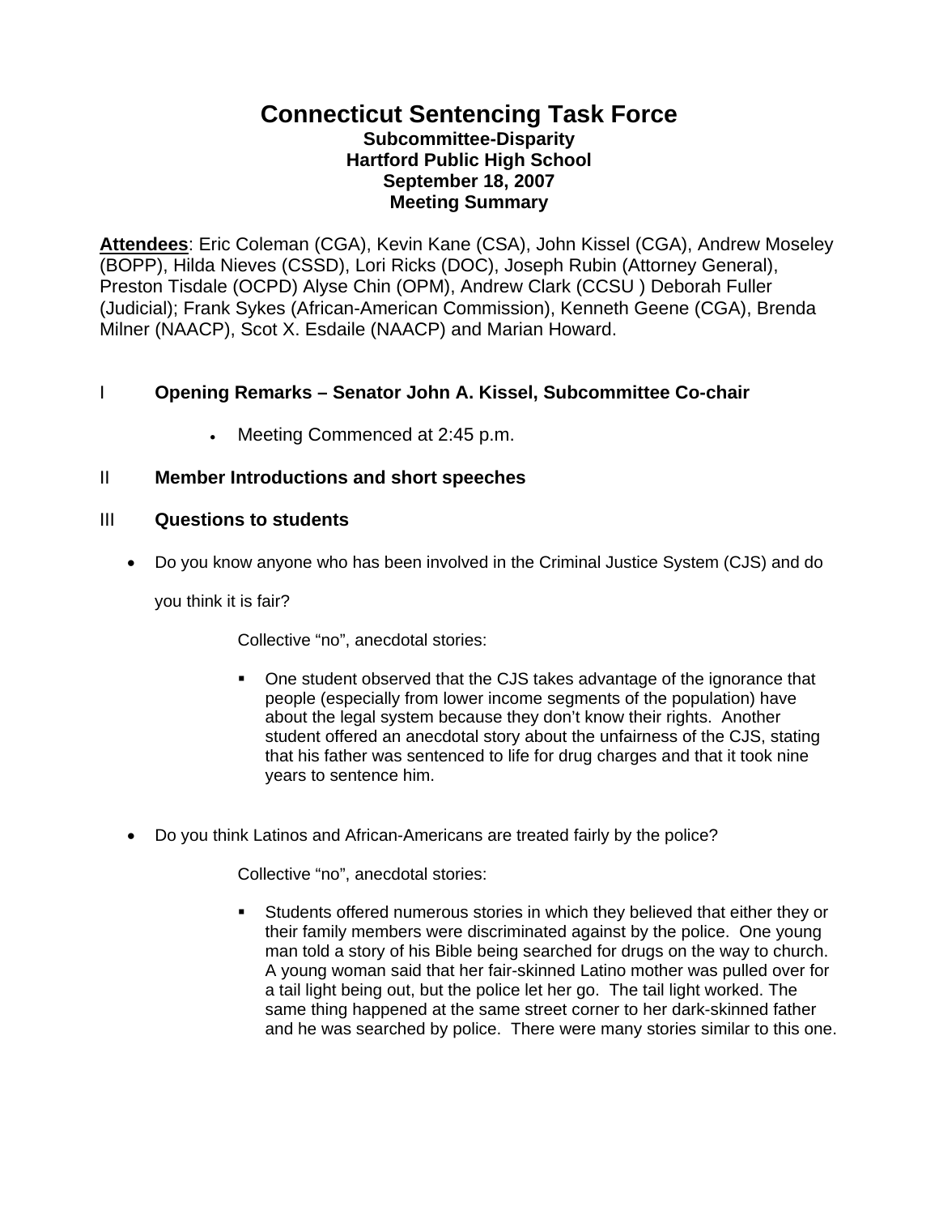# Connecticut Sentencing Task Force

**Subcommittee-Disparity**
**Hartford Public High School**
**September 18, 2007**
**Meeting Summary**

**Attendees**: Eric Coleman (CGA), Kevin Kane (CSA), John Kissel (CGA), Andrew Moseley (BOPP), Hilda Nieves (CSSD), Lori Ricks (DOC), Joseph Rubin (Attorney General), Preston Tisdale (OCPD) Alyse Chin (OPM), Andrew Clark (CCSU ) Deborah Fuller (Judicial); Frank Sykes (African-American Commission), Kenneth Geene (CGA), Brenda Milner (NAACP), Scot X. Esdaile (NAACP) and Marian Howard.

## I Opening Remarks – Senator John A. Kissel, Subcommittee Co-chair

- Meeting Commenced at 2:45 p.m.

## II Member Introductions and short speeches

## III Questions to students

- Do you know anyone who has been involved in the Criminal Justice System (CJS) and do you think it is fair?

  Collective "no", anecdotal stories:

  - One student observed that the CJS takes advantage of the ignorance that people (especially from lower income segments of the population) have about the legal system because they don't know their rights. Another student offered an anecdotal story about the unfairness of the CJS, stating that his father was sentenced to life for drug charges and that it took nine years to sentence him.

- Do you think Latinos and African-Americans are treated fairly by the police?

  Collective "no", anecdotal stories:

  - Students offered numerous stories in which they believed that either they or their family members were discriminated against by the police. One young man told a story of his Bible being searched for drugs on the way to church. A young woman said that her fair-skinned Latino mother was pulled over for a tail light being out, but the police let her go. The tail light worked. The same thing happened at the same street corner to her dark-skinned father and he was searched by police. There were many stories similar to this one.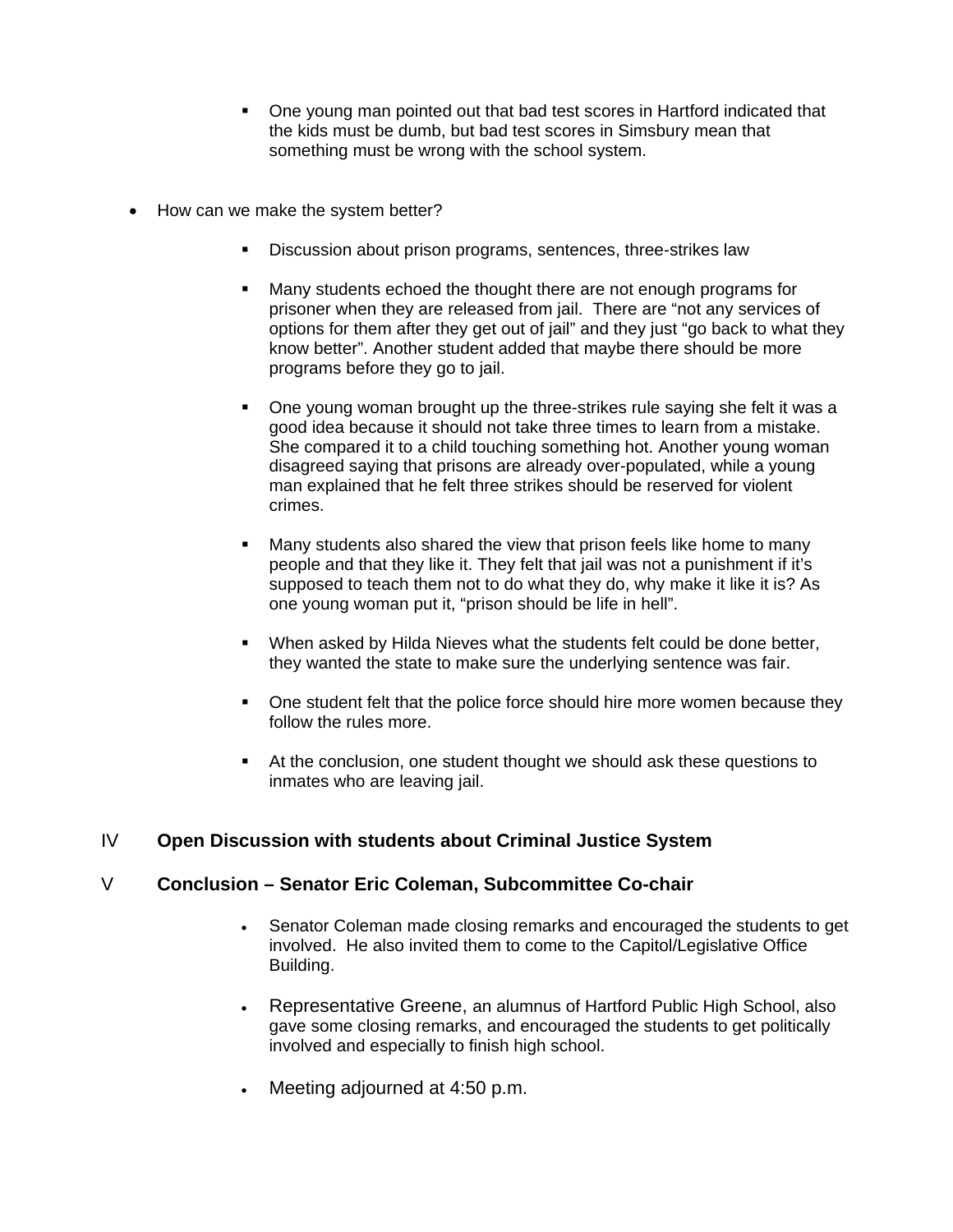- One young man pointed out that bad test scores in Hartford indicated that the kids must be dumb, but bad test scores in Simsbury mean that something must be wrong with the school system.

- How can we make the system better?

    - Discussion about prison programs, sentences, three-strikes law

    - Many students echoed the thought there are not enough programs for prisoner when they are released from jail. There are "not any services of options for them after they get out of jail" and they just "go back to what they know better". Another student added that maybe there should be more programs before they go to jail.

    - One young woman brought up the three-strikes rule saying she felt it was a good idea because it should not take three times to learn from a mistake. She compared it to a child touching something hot. Another young woman disagreed saying that prisons are already over-populated, while a young man explained that he felt three strikes should be reserved for violent crimes.

    - Many students also shared the view that prison feels like home to many people and that they like it. They felt that jail was not a punishment if it's supposed to teach them not to do what they do, why make it like it is? As one young woman put it, "prison should be life in hell".

    - When asked by Hilda Nieves what the students felt could be done better, they wanted the state to make sure the underlying sentence was fair.

    - One student felt that the police force should hire more women because they follow the rules more.

    - At the conclusion, one student thought we should ask these questions to inmates who are leaving jail.

IV **Open Discussion with students about Criminal Justice System**

V **Conclusion – Senator Eric Coleman, Subcommittee Co-chair**

- Senator Coleman made closing remarks and encouraged the students to get involved. He also invited them to come to the Capitol/Legislative Office Building.

- Representative Greene, an alumnus of Hartford Public High School, also gave some closing remarks, and encouraged the students to get politically involved and especially to finish high school.

- Meeting adjourned at 4:50 p.m.